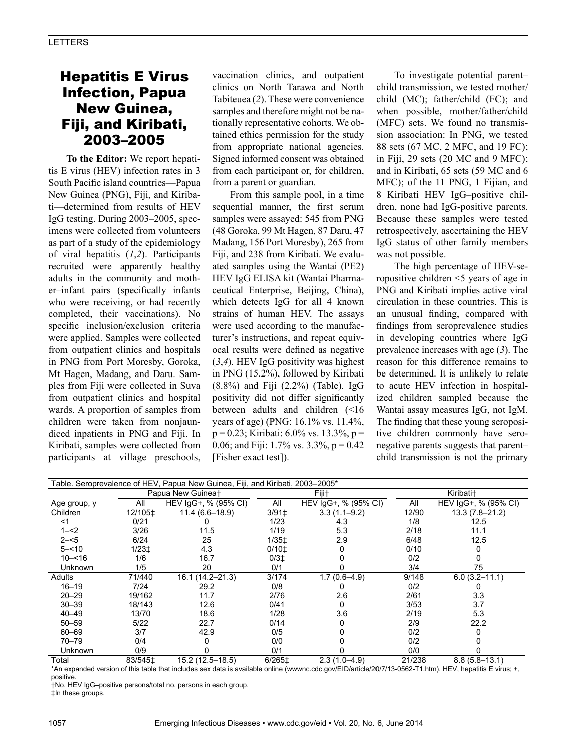# Hepatitis E Virus Infection, Papua New Guinea, Fiji, and Kiribati, 2003–2005

**To the Editor:** We report hepatitis E virus (HEV) infection rates in 3 South Pacific island countries—Papua New Guinea (PNG), Fiji, and Kiribati—determined from results of HEV IgG testing. During 2003–2005, specimens were collected from volunteers as part of a study of the epidemiology of viral hepatitis (*1*,*2*). Participants recruited were apparently healthy adults in the community and mother–infant pairs (specifically infants who were receiving, or had recently completed, their vaccinations). No specific inclusion/exclusion criteria were applied. Samples were collected from outpatient clinics and hospitals in PNG from Port Moresby, Goroka, Mt Hagen, Madang, and Daru. Samples from Fiji were collected in Suva from outpatient clinics and hospital wards. A proportion of samples from children were taken from nonjaundiced inpatients in PNG and Fiji. In Kiribati, samples were collected from participants at village preschools, vaccination clinics, and outpatient clinics on North Tarawa and North Tabiteuea (*2*). These were convenience samples and therefore might not be nationally representative cohorts. We obtained ethics permission for the study from appropriate national agencies. Signed informed consent was obtained from each participant or, for children, from a parent or guardian.

From this sample pool, in a time sequential manner, the first serum samples were assayed: 545 from PNG (48 Goroka, 99 Mt Hagen, 87 Daru, 47 Madang, 156 Port Moresby), 265 from Fiji, and 238 from Kiribati. We evaluated samples using the Wantai (PE2) HEV IgG ELISA kit (Wantai Pharmaceutical Enterprise, Beijing, China), which detects IgG for all 4 known strains of human HEV. The assays were used according to the manufacturer's instructions, and repeat equivocal results were defined as negative (*3*,*4*). HEV IgG positivity was highest in PNG (15.2%), followed by Kiribati (8.8%) and Fiji (2.2%) (Table). IgG positivity did not differ significantly between adults and children (<16 years of age) (PNG: 16.1% vs. 11.4%, $p = 0.23$; Kiribati: 6.0% vs. 13.3%, $p = 0.06$; and Fiji: 1.7% vs. 3.3%, $p = 0.42$ [Fisher exact test]).

To investigate potential parent–child transmission, we tested mother/child (MC); father/child (FC); and when possible, mother/father/child (MFC) sets. We found no transmission association: In PNG, we tested 88 sets (67 MC, 2 MFC, and 19 FC); in Fiji, 29 sets (20 MC and 9 MFC); and in Kiribati, 65 sets (59 MC and 6 MFC); of the 11 PNG, 1 Fijian, and 8 Kiribati HEV IgG–positive children, none had IgG-positive parents. Because these samples were tested retrospectively, ascertaining the HEV IgG status of other family members was not possible.

The high percentage of HEV-seropositive children <5 years of age in PNG and Kiribati implies active viral circulation in these countries. This is an unusual finding, compared with findings from seroprevalence studies in developing countries where IgG prevalence increases with age (*3*). The reason for this difference remains to be determined. It is unlikely to relate to acute HEV infection in hospitalized children sampled because the Wantai assay measures IgG, not IgM. The finding that these young seropositive children commonly have seronegative parents suggests that parent–child transmission is not the primary

Table. Seroprevalence of HEV, Papua New Guinea, Fiji, and Kiribati, 2003–2005*

| | Papua New Guinea† | | Fiji† | | Kiribati† | |
|---|---|---|---|---|---|---|
| Age group, y | All | HEV IgG+, % (95% CI) | All | HEV IgG+, % (95% CI) | All | HEV IgG+, % (95% CI) |
| Children | 12/105‡ | 11.4 (6.6–18.9) | 3/91‡ | 3.3 (1.1–9.2) | 12/90 | 13.3 (7.8–21.2) |
| <1 | 0/21 | 0 | 1/23 | 4.3 | 1/8 | 12.5 |
| 1–<2 | 3/26 | 11.5 | 1/19 | 5.3 | 2/18 | 11.1 |
| 2–<5 | 6/24 | 25 | 1/35‡ | 2.9 | 6/48 | 12.5 |
| 5–<10 | 1/23‡ | 4.3 | 0/10‡ | 0 | 0/10 | 0 |
| 10–<16 | 1/6 | 16.7 | 0/3‡ | 0 | 0/2 | 0 |
| Unknown | 1/5 | 20 | 0/1 | 0 | 3/4 | 75 |
| Adults | 71/440 | 16.1 (14.2–21.3) | 3/174 | 1.7 (0.6–4.9) | 9/148 | 6.0 (3.2–11.1) |
| 16–19 | 7/24 | 29.2 | 0/8 | 0 | 0/2 | 0 |
| 20–29 | 19/162 | 11.7 | 2/76 | 2.6 | 2/61 | 3.3 |
| 30–39 | 18/143 | 12.6 | 0/41 | 0 | 3/53 | 3.7 |
| 40–49 | 13/70 | 18.6 | 1/28 | 3.6 | 2/19 | 5.3 |
| 50–59 | 5/22 | 22.7 | 0/14 | 0 | 2/9 | 22.2 |
| 60–69 | 3/7 | 42.9 | 0/5 | 0 | 0/2 | 0 |
| 70–79 | 0/4 | 0 | 0/0 | 0 | 0/2 | 0 |
| Unknown | 0/9 | 0 | 0/1 | 0 | 0/0 | 0 |
| Total | 83/545‡ | 15.2 (12.5–18.5) | 6/265‡ | 2.3 (1.0–4.9) | 21/238 | 8.8 (5.8–13.1) |

*An expanded version of this table that includes sex data is available online (wwwnc.cdc.gov/EID/article/20/7/13-0562-T1.htm). HEV, hepatitis E virus; +, positive.

†No. HEV IgG–positive persons/total no. persons in each group.

‡In these groups.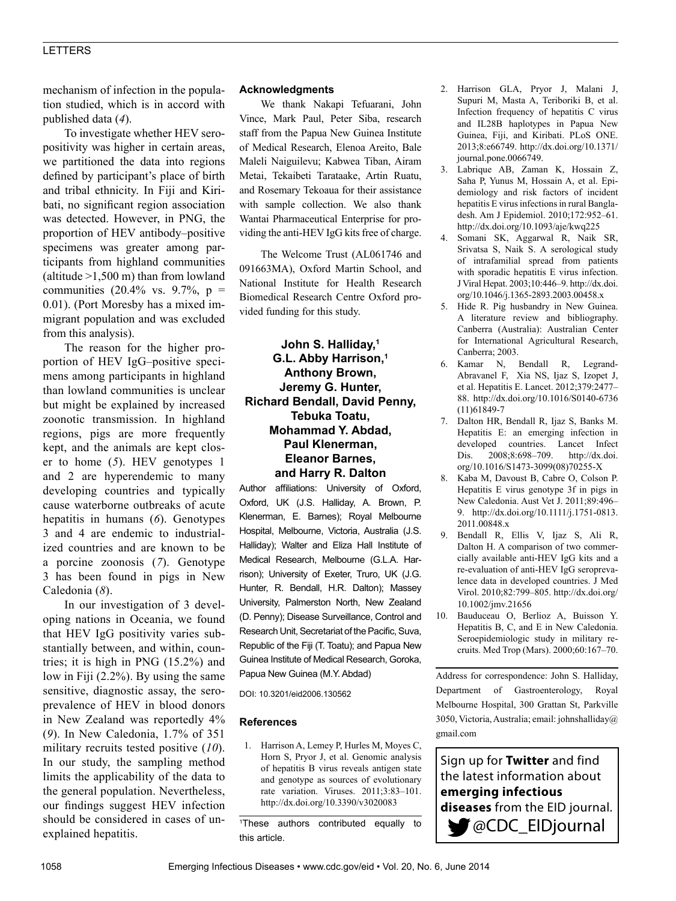mechanism of infection in the population studied, which is in accord with published data (*4*).

To investigate whether HEV seropositivity was higher in certain areas, we partitioned the data into regions defined by participant's place of birth and tribal ethnicity. In Fiji and Kiribati, no significant region association was detected. However, in PNG, the proportion of HEV antibody–positive specimens was greater among participants from highland communities (altitude >1,500 m) than from lowland communities (20.4% vs. 9.7%, $p = 0.01$). (Port Moresby has a mixed immigrant population and was excluded from this analysis).

The reason for the higher proportion of HEV IgG–positive specimens among participants in highland than lowland communities is unclear but might be explained by increased zoonotic transmission. In highland regions, pigs are more frequently kept, and the animals are kept closer to home (*5*). HEV genotypes 1 and 2 are hyperendemic to many developing countries and typically cause waterborne outbreaks of acute hepatitis in humans (*6*). Genotypes 3 and 4 are endemic to industrialized countries and are known to be a porcine zoonosis (*7*). Genotype 3 has been found in pigs in New Caledonia (*8*).

In our investigation of 3 developing nations in Oceania, we found that HEV IgG positivity varies substantially between, and within, countries; it is high in PNG (15.2%) and low in Fiji (2.2%). By using the same sensitive, diagnostic assay, the seroprevalence of HEV in blood donors in New Zealand was reportedly 4% (*9*). In New Caledonia, 1.7% of 351 military recruits tested positive (*10*). In our study, the sampling method limits the applicability of the data to the general population. Nevertheless, our findings suggest HEV infection should be considered in cases of unexplained hepatitis.

### Acknowledgments

We thank Nakapi Tefuarani, John Vince, Mark Paul, Peter Siba, research staff from the Papua New Guinea Institute of Medical Research, Elenoa Areito, Bale Maleli Naiguilevu; Kabwea Tiban, Airam Metai, Tekaibeti Tarataake, Artin Ruatu, and Rosemary Tekoaua for their assistance with sample collection. We also thank Wantai Pharmaceutical Enterprise for providing the anti-HEV IgG kits free of charge.

The Welcome Trust (AL061746 and 091663MA), Oxford Martin School, and National Institute for Health Research Biomedical Research Centre Oxford provided funding for this study.

**John S. Halliday,[1] G.L. Abby Harrison,[1] Anthony Brown, Jeremy G. Hunter, Richard Bendall, David Penny, Tebuka Toatu, Mohammad Y. Abdad, Paul Klenerman, Eleanor Barnes, and Harry R. Dalton**

Author affiliations: University of Oxford, Oxford, UK (J.S. Halliday, A. Brown, P. Klenerman, E. Barnes); Royal Melbourne Hospital, Melbourne, Victoria, Australia (J.S. Halliday); Walter and Eliza Hall Institute of Medical Research, Melbourne (G.L.A. Harrison); University of Exeter, Truro, UK (J.G. Hunter, R. Bendall, H.R. Dalton); Massey University, Palmerston North, New Zealand (D. Penny); Disease Surveillance, Control and Research Unit, Secretariat of the Pacific, Suva, Republic of the Fiji (T. Toatu); and Papua New Guinea Institute of Medical Research, Goroka, Papua New Guinea (M.Y. Abdad)

DOI: 10.3201/eid2006.130562

### References

1. Harrison A, Lemey P, Hurles M, Moyes C, Horn S, Pryor J, et al. Genomic analysis of hepatitis B virus reveals antigen state and genotype as sources of evolutionary rate variation. Viruses. 2011;3:83–101. http://dx.doi.org/10.3390/v3020083
2. Harrison GLA, Pryor J, Malani J, Supuri M, Masta A, Teriboriki B, et al. Infection frequency of hepatitis C virus and IL28B haplotypes in Papua New Guinea, Fiji, and Kiribati. PLoS ONE. 2013;8:e66749. http://dx.doi.org/10.1371/journal.pone.0066749.
3. Labrique AB, Zaman K, Hossain Z, Saha P, Yunus M, Hossain A, et al. Epidemiology and risk factors of incident hepatitis E virus infections in rural Bangladesh. Am J Epidemiol. 2010;172:952–61. http://dx.doi.org/10.1093/aje/kwq225
4. Somani SK, Aggarwal R, Naik SR, Srivatsa S, Naik S. A serological study of intrafamilial spread from patients with sporadic hepatitis E virus infection. J Viral Hepat. 2003;10:446–9. http://dx.doi.org/10.1046/j.1365-2893.2003.00458.x
5. Hide R. Pig husbandry in New Guinea. A literature review and bibliography. Canberra (Australia): Australian Center for International Agricultural Research, Canberra; 2003.
6. Kamar N, Bendall R, Legrand-Abravanel F, Xia NS, Ijaz S, Izopet J, et al. Hepatitis E. Lancet. 2012;379:2477–88. http://dx.doi.org/10.1016/S0140-6736(11)61849-7
7. Dalton HR, Bendall R, Ijaz S, Banks M. Hepatitis E: an emerging infection in developed countries. Lancet Infect Dis. 2008;8:698–709. http://dx.doi.org/10.1016/S1473-3099(08)70255-X
8. Kaba M, Davoust B, Cabre O, Colson P. Hepatitis E virus genotype 3f in pigs in New Caledonia. Aust Vet J. 2011;89:496–9. http://dx.doi.org/10.1111/j.1751-0813.2011.00848.x
9. Bendall R, Ellis V, Ijaz S, Ali R, Dalton H. A comparison of two commercially available anti-HEV IgG kits and a re-evaluation of anti-HEV IgG seroprevalence data in developed countries. J Med Virol. 2010;82:799–805. http://dx.doi.org/10.1002/jmv.21656
10. Bauduceau O, Berlioz A, Buisson Y. Hepatitis B, C, and E in New Caledonia. Seroepidemiologic study in military recruits. Med Trop (Mars). 2000;60:167–70.

[1]These authors contributed equally to this article.

Address for correspondence: John S. Halliday, Department of Gastroenterology, Royal Melbourne Hospital, 300 Grattan St, Parkville 3050, Victoria, Australia; email: johnshalliday@gmail.com

Sign up for **Twitter** and find the latest information about **emerging infectious diseases** from the EID journal.
@CDC_EIDjournal